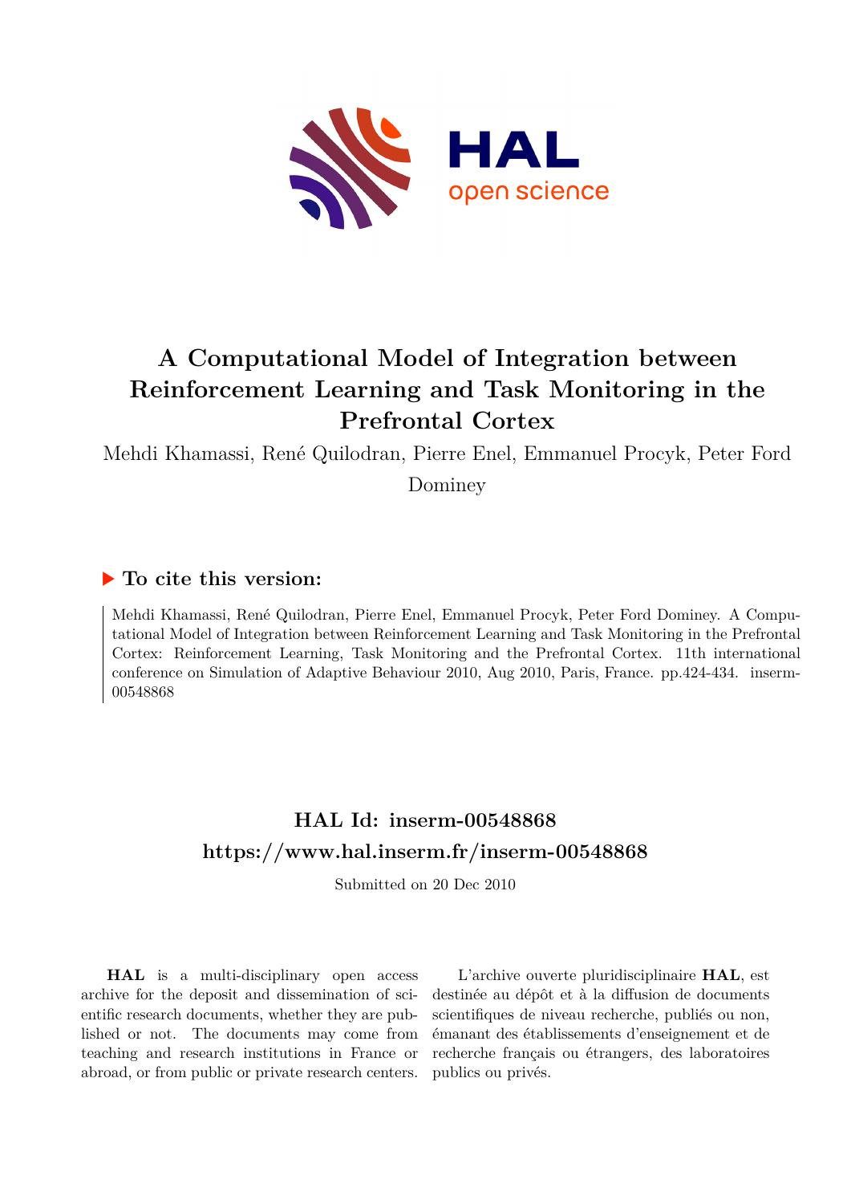# A Computational Model of Integration between Reinforcement Learning and Task Monitoring in the Prefrontal Cortex

Mehdi Khamassi, René Quilodran, Pierre Enel, Emmanuel Procyk, Peter Ford Dominey

## ▶ To cite this version:

Mehdi Khamassi, René Quilodran, Pierre Enel, Emmanuel Procyk, Peter Ford Dominey. A Computational Model of Integration between Reinforcement Learning and Task Monitoring in the Prefrontal Cortex: Reinforcement Learning, Task Monitoring and the Prefrontal Cortex. 11th international conference on Simulation of Adaptive Behaviour 2010, Aug 2010, Paris, France. pp.424-434. inserm-00548868

## HAL Id: inserm-00548868
## https://www.hal.inserm.fr/inserm-00548868

Submitted on 20 Dec 2010

**HAL** is a multi-disciplinary open access archive for the deposit and dissemination of scientific research documents, whether they are published or not. The documents may come from teaching and research institutions in France or abroad, or from public or private research centers.

L'archive ouverte pluridisciplinaire **HAL**, est destinée au dépôt et à la diffusion de documents scientifiques de niveau recherche, publiés ou non, émanant des établissements d'enseignement et de recherche français ou étrangers, des laboratoires publics ou privés.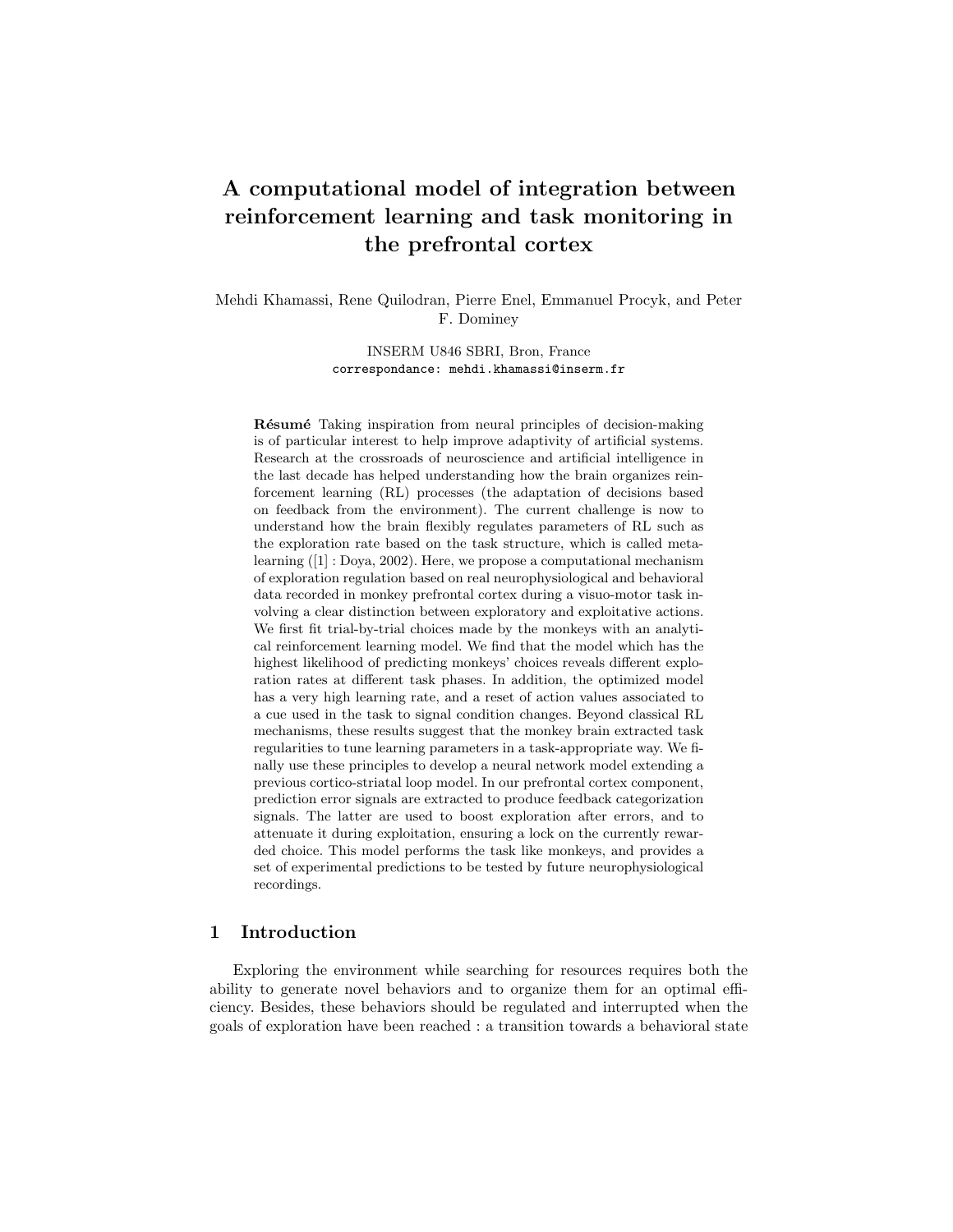# A computational model of integration between reinforcement learning and task monitoring in the prefrontal cortex

Mehdi Khamassi, Rene Quilodran, Pierre Enel, Emmanuel Procyk, and Peter F. Dominey

INSERM U846 SBRI, Bron, France
correspondance: mehdi.khamassi@inserm.fr

**Résumé** Taking inspiration from neural principles of decision-making is of particular interest to help improve adaptivity of artificial systems. Research at the crossroads of neuroscience and artificial intelligence in the last decade has helped understanding how the brain organizes reinforcement learning (RL) processes (the adaptation of decisions based on feedback from the environment). The current challenge is now to understand how the brain flexibly regulates parameters of RL such as the exploration rate based on the task structure, which is called meta-learning ([1] : Doya, 2002). Here, we propose a computational mechanism of exploration regulation based on real neurophysiological and behavioral data recorded in monkey prefrontal cortex during a visuo-motor task involving a clear distinction between exploratory and exploitative actions. We first fit trial-by-trial choices made by the monkeys with an analytical reinforcement learning model. We find that the model which has the highest likelihood of predicting monkeys' choices reveals different exploration rates at different task phases. In addition, the optimized model has a very high learning rate, and a reset of action values associated to a cue used in the task to signal condition changes. Beyond classical RL mechanisms, these results suggest that the monkey brain extracted task regularities to tune learning parameters in a task-appropriate way. We finally use these principles to develop a neural network model extending a previous cortico-striatal loop model. In our prefrontal cortex component, prediction error signals are extracted to produce feedback categorization signals. The latter are used to boost exploration after errors, and to attenuate it during exploitation, ensuring a lock on the currently rewarded choice. This model performs the task like monkeys, and provides a set of experimental predictions to be tested by future neurophysiological recordings.

## 1 Introduction

Exploring the environment while searching for resources requires both the ability to generate novel behaviors and to organize them for an optimal efficiency. Besides, these behaviors should be regulated and interrupted when the goals of exploration have been reached : a transition towards a behavioral state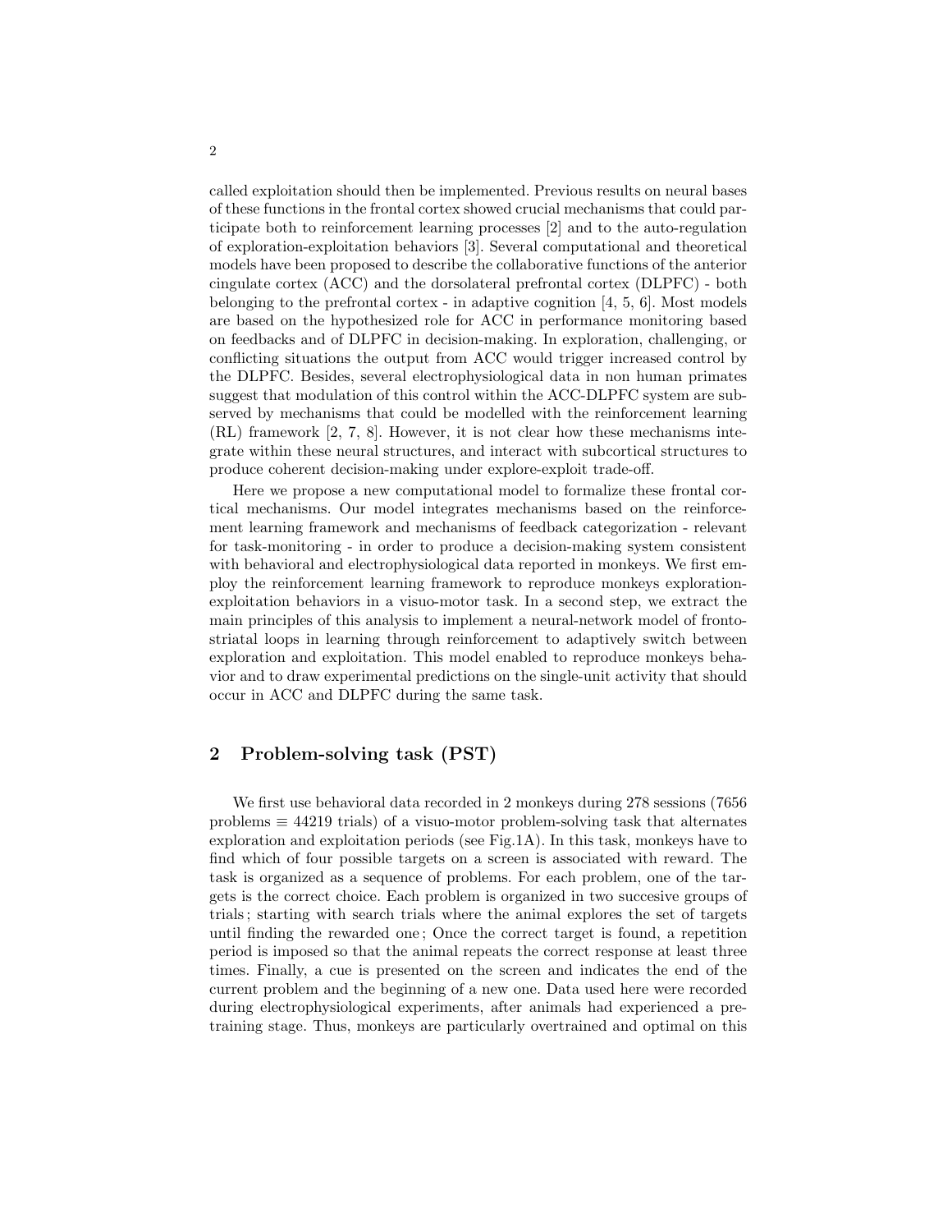called exploitation should then be implemented. Previous results on neural bases of these functions in the frontal cortex showed crucial mechanisms that could participate both to reinforcement learning processes [2] and to the auto-regulation of exploration-exploitation behaviors [3]. Several computational and theoretical models have been proposed to describe the collaborative functions of the anterior cingulate cortex (ACC) and the dorsolateral prefrontal cortex (DLPFC) - both belonging to the prefrontal cortex - in adaptive cognition [4, 5, 6]. Most models are based on the hypothesized role for ACC in performance monitoring based on feedbacks and of DLPFC in decision-making. In exploration, challenging, or conflicting situations the output from ACC would trigger increased control by the DLPFC. Besides, several electrophysiological data in non human primates suggest that modulation of this control within the ACC-DLPFC system are subserved by mechanisms that could be modelled with the reinforcement learning (RL) framework [2, 7, 8]. However, it is not clear how these mechanisms integrate within these neural structures, and interact with subcortical structures to produce coherent decision-making under explore-exploit trade-off.

Here we propose a new computational model to formalize these frontal cortical mechanisms. Our model integrates mechanisms based on the reinforcement learning framework and mechanisms of feedback categorization - relevant for task-monitoring - in order to produce a decision-making system consistent with behavioral and electrophysiological data reported in monkeys. We first employ the reinforcement learning framework to reproduce monkeys exploration-exploitation behaviors in a visuo-motor task. In a second step, we extract the main principles of this analysis to implement a neural-network model of fronto-striatal loops in learning through reinforcement to adaptively switch between exploration and exploitation. This model enabled to reproduce monkeys behavior and to draw experimental predictions on the single-unit activity that should occur in ACC and DLPFC during the same task.

## 2 Problem-solving task (PST)

We first use behavioral data recorded in 2 monkeys during 278 sessions (7656 problems $\equiv$ 44219 trials) of a visuo-motor problem-solving task that alternates exploration and exploitation periods (see Fig.1A). In this task, monkeys have to find which of four possible targets on a screen is associated with reward. The task is organized as a sequence of problems. For each problem, one of the targets is the correct choice. Each problem is organized in two succesive groups of trials ; starting with search trials where the animal explores the set of targets until finding the rewarded one ; Once the correct target is found, a repetition period is imposed so that the animal repeats the correct response at least three times. Finally, a cue is presented on the screen and indicates the end of the current problem and the beginning of a new one. Data used here were recorded during electrophysiological experiments, after animals had experienced a pre-training stage. Thus, monkeys are particularly overtrained and optimal on this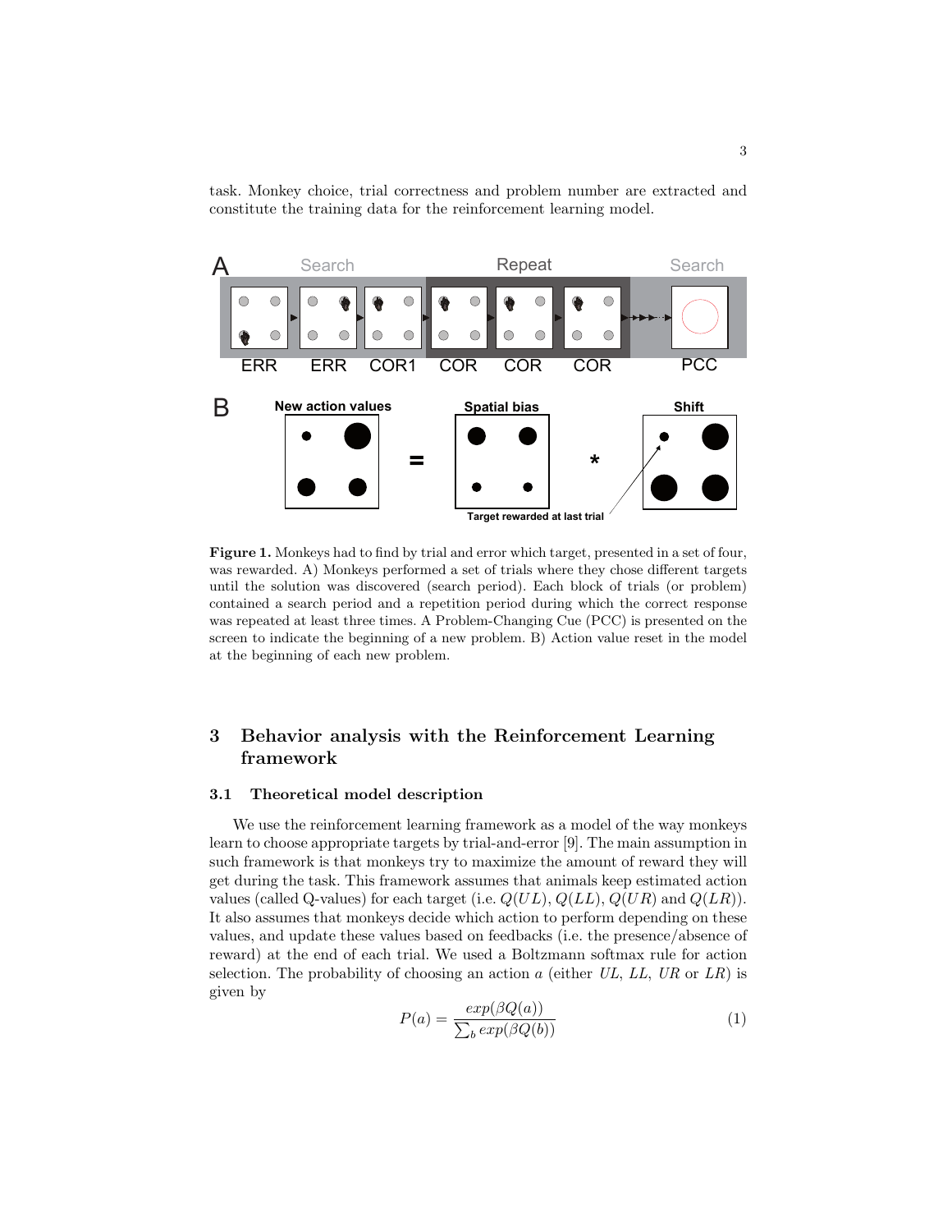task. Monkey choice, trial correctness and problem number are extracted and constitute the training data for the reinforcement learning model.

**Figure 1.** Monkeys had to find by trial and error which target, presented in a set of four, was rewarded. A) Monkeys performed a set of trials where they chose different targets until the solution was discovered (search period). Each block of trials (or problem) contained a search period and a repetition period during which the correct response was repeated at least three times. A Problem-Changing Cue (PCC) is presented on the screen to indicate the beginning of a new problem. B) Action value reset in the model at the beginning of each new problem.

## 3 Behavior analysis with the Reinforcement Learning framework

### 3.1 Theoretical model description

We use the reinforcement learning framework as a model of the way monkeys learn to choose appropriate targets by trial-and-error [9]. The main assumption in such framework is that monkeys try to maximize the amount of reward they will get during the task. This framework assumes that animals keep estimated action values (called Q-values) for each target (i.e. $Q(UL)$, $Q(LL)$, $Q(UR)$ and $Q(LR)$). It also assumes that monkeys decide which action to perform depending on these values, and update these values based on feedbacks (i.e. the presence/absence of reward) at the end of each trial. We used a Boltzmann softmax rule for action selection. The probability of choosing an action $a$ (either $UL$, $LL$, $UR$ or $LR$) is given by

$$P(a) = \frac{exp(\beta Q(a))}{\sum_b exp(\beta Q(b))} \tag{1}$$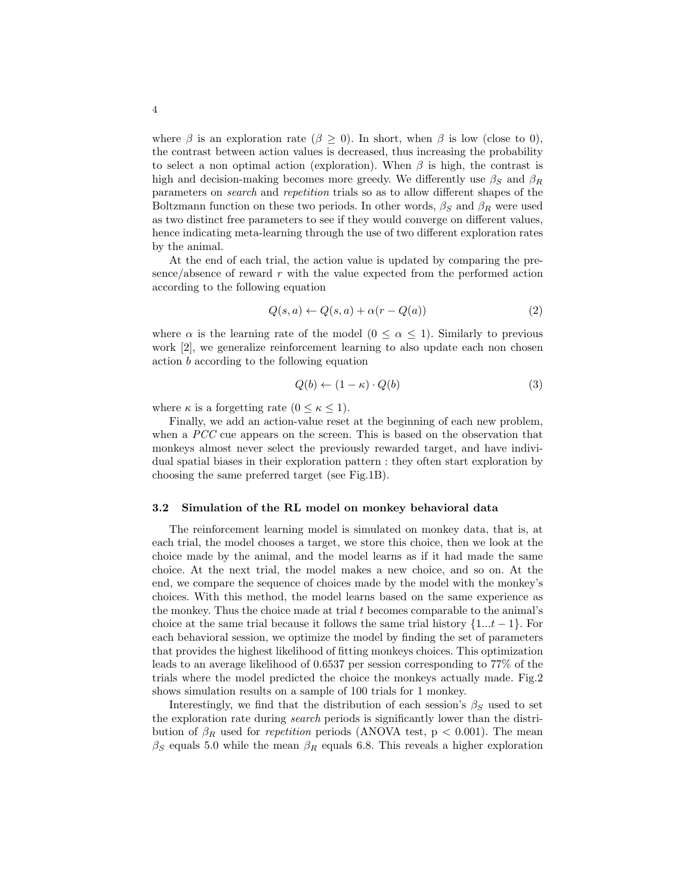where $\beta$ is an exploration rate ($\beta \geq 0$). In short, when $\beta$ is low (close to 0), the contrast between action values is decreased, thus increasing the probability to select a non optimal action (exploration). When $\beta$ is high, the contrast is high and decision-making becomes more greedy. We differently use $\beta_S$ and $\beta_R$ parameters on *search* and *repetition* trials so as to allow different shapes of the Boltzmann function on these two periods. In other words, $\beta_S$ and $\beta_R$ were used as two distinct free parameters to see if they would converge on different values, hence indicating meta-learning through the use of two different exploration rates by the animal.

At the end of each trial, the action value is updated by comparing the presence/absence of reward $r$ with the value expected from the performed action according to the following equation

$$Q(s,a) \leftarrow Q(s,a) + \alpha(r - Q(a)) \tag{2}$$

where $\alpha$ is the learning rate of the model ($0 \leq \alpha \leq 1$). Similarly to previous work [2], we generalize reinforcement learning to also update each non chosen action $b$ according to the following equation

$$Q(b) \leftarrow (1 - \kappa) \cdot Q(b) \tag{3}$$

where $\kappa$ is a forgetting rate ($0 \leq \kappa \leq 1$).

Finally, we add an action-value reset at the beginning of each new problem, when a *PCC* cue appears on the screen. This is based on the observation that monkeys almost never select the previously rewarded target, and have individual spatial biases in their exploration pattern : they often start exploration by choosing the same preferred target (see Fig.1B).

### 3.2 Simulation of the RL model on monkey behavioral data

The reinforcement learning model is simulated on monkey data, that is, at each trial, the model chooses a target, we store this choice, then we look at the choice made by the animal, and the model learns as if it had made the same choice. At the next trial, the model makes a new choice, and so on. At the end, we compare the sequence of choices made by the model with the monkey's choices. With this method, the model learns based on the same experience as the monkey. Thus the choice made at trial $t$ becomes comparable to the animal's choice at the same trial because it follows the same trial history $\{1...t-1\}$. For each behavioral session, we optimize the model by finding the set of parameters that provides the highest likelihood of fitting monkeys choices. This optimization leads to an average likelihood of 0.6537 per session corresponding to 77% of the trials where the model predicted the choice the monkeys actually made. Fig.2 shows simulation results on a sample of 100 trials for 1 monkey.

Interestingly, we find that the distribution of each session's $\beta_S$ used to set the exploration rate during *search* periods is significantly lower than the distribution of $\beta_R$ used for *repetition* periods (ANOVA test, $p < 0.001$). The mean $\beta_S$ equals 5.0 while the mean $\beta_R$ equals 6.8. This reveals a higher exploration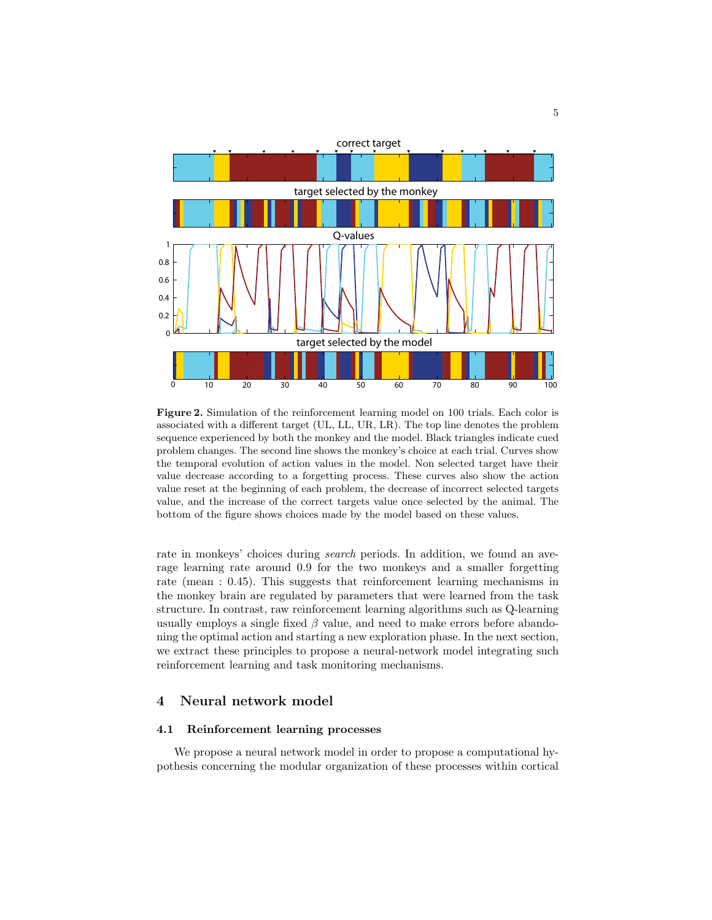**Figure 2.** Simulation of the reinforcement learning model on 100 trials. Each color is associated with a different target (UL, LL, UR, LR). The top line denotes the problem sequence experienced by both the monkey and the model. Black triangles indicate cued problem changes. The second line shows the monkey's choice at each trial. Curves show the temporal evolution of action values in the model. Non selected target have their value decrease according to a forgetting process. These curves also show the action value reset at the beginning of each problem, the decrease of incorrect selected targets value, and the increase of the correct targets value once selected by the animal. The bottom of the figure shows choices made by the model based on these values.

rate in monkeys' choices during *search* periods. In addition, we found an average learning rate around 0.9 for the two monkeys and a smaller forgetting rate (mean : 0.45). This suggests that reinforcement learning mechanisms in the monkey brain are regulated by parameters that were learned from the task structure. In contrast, raw reinforcement learning algorithms such as Q-learning usually employs a single fixed $\beta$ value, and need to make errors before abandoning the optimal action and starting a new exploration phase. In the next section, we extract these principles to propose a neural-network model integrating such reinforcement learning and task monitoring mechanisms.

## 4 Neural network model

### 4.1 Reinforcement learning processes

We propose a neural network model in order to propose a computational hypothesis concerning the modular organization of these processes within cortical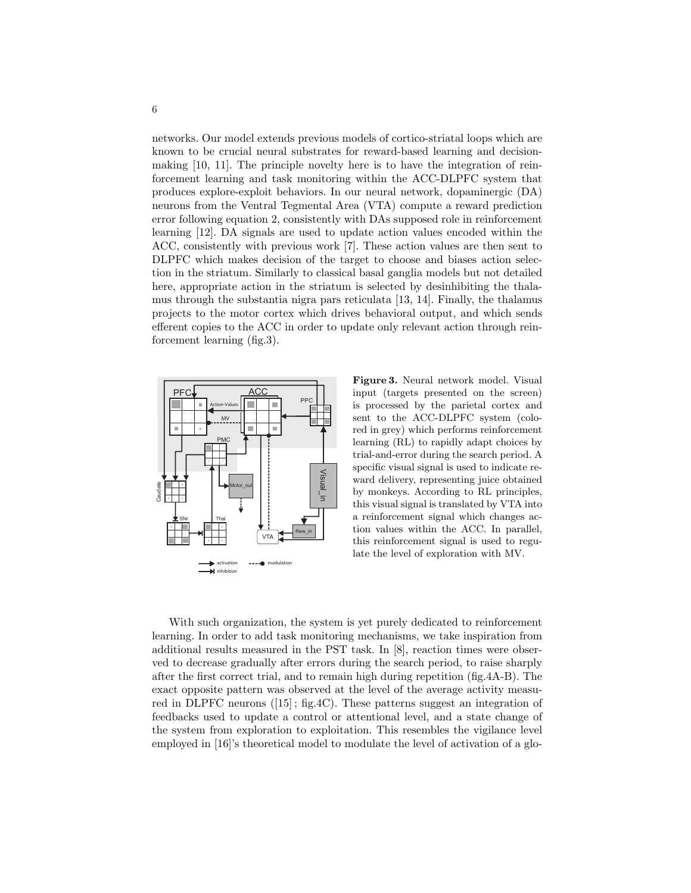networks. Our model extends previous models of cortico-striatal loops which are known to be crucial neural substrates for reward-based learning and decision-making [10, 11]. The principle novelty here is to have the integration of reinforcement learning and task monitoring within the ACC-DLPFC system that produces explore-exploit behaviors. In our neural network, dopaminergic (DA) neurons from the Ventral Tegmental Area (VTA) compute a reward prediction error following equation 2, consistently with DAs supposed role in reinforcement learning [12]. DA signals are used to update action values encoded within the ACC, consistently with previous work [7]. These action values are then sent to DLPFC which makes decision of the target to choose and biases action selection in the striatum. Similarly to classical basal ganglia models but not detailed here, appropriate action in the striatum is selected by desinhibiting the thalamus through the substantia nigra pars reticulata [13, 14]. Finally, the thalamus projects to the motor cortex which drives behavioral output, and which sends efferent copies to the ACC in order to update only relevant action through reinforcement learning (fig.3).

**Figure 3.** Neural network model. Visual input (targets presented on the screen) is processed by the parietal cortex and sent to the ACC-DLPFC system (colored in grey) which performs reinforcement learning (RL) to rapidly adapt choices by trial-and-error during the search period. A specific visual signal is used to indicate reward delivery, representing juice obtained by monkeys. According to RL principles, this visual signal is translated by VTA into a reinforcement signal which changes action values within the ACC. In parallel, this reinforcement signal is used to regulate the level of exploration with MV.

With such organization, the system is yet purely dedicated to reinforcement learning. In order to add task monitoring mechanisms, we take inspiration from additional results measured in the PST task. In [8], reaction times were observed to decrease gradually after errors during the search period, to raise sharply after the first correct trial, and to remain high during repetition (fig.4A-B). The exact opposite pattern was observed at the level of the average activity measured in DLPFC neurons ([15] ; fig.4C). These patterns suggest an integration of feedbacks used to update a control or attentional level, and a state change of the system from exploration to exploitation. This resembles the vigilance level employed in [16]'s theoretical model to modulate the level of activation of a glo-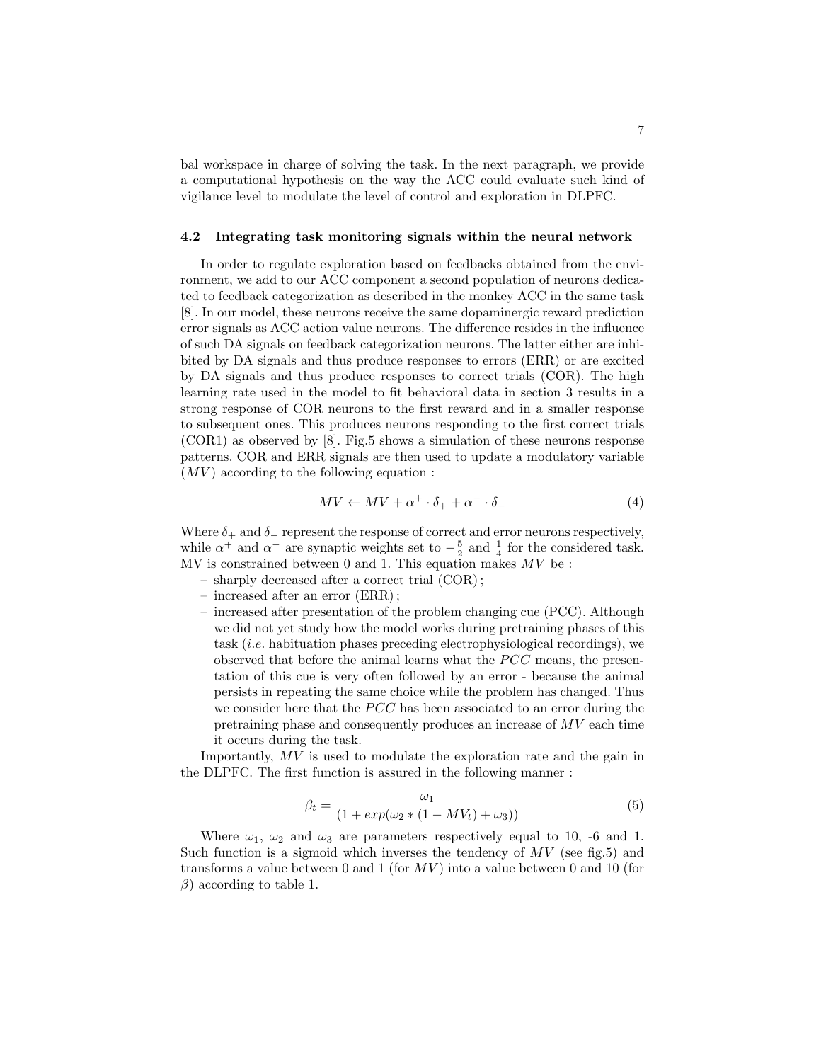bal workspace in charge of solving the task. In the next paragraph, we provide a computational hypothesis on the way the ACC could evaluate such kind of vigilance level to modulate the level of control and exploration in DLPFC.

### 4.2 Integrating task monitoring signals within the neural network

In order to regulate exploration based on feedbacks obtained from the environment, we add to our ACC component a second population of neurons dedicated to feedback categorization as described in the monkey ACC in the same task [8]. In our model, these neurons receive the same dopaminergic reward prediction error signals as ACC action value neurons. The difference resides in the influence of such DA signals on feedback categorization neurons. The latter either are inhibited by DA signals and thus produce responses to errors (ERR) or are excited by DA signals and thus produce responses to correct trials (COR). The high learning rate used in the model to fit behavioral data in section 3 results in a strong response of COR neurons to the first reward and in a smaller response to subsequent ones. This produces neurons responding to the first correct trials (COR1) as observed by [8]. Fig.5 shows a simulation of these neurons response patterns. COR and ERR signals are then used to update a modulatory variable ($MV$) according to the following equation :

$$MV \leftarrow MV + \alpha^{+} \cdot \delta_{+} + \alpha^{-} \cdot \delta_{-} \tag{4}$$

Where $\delta_{+}$ and $\delta_{-}$ represent the response of correct and error neurons respectively, while $\alpha^{+}$ and $\alpha^{-}$ are synaptic weights set to $-\frac{5}{2}$ and $\frac{1}{4}$ for the considered task. MV is constrained between 0 and 1. This equation makes $MV$ be :

- sharply decreased after a correct trial (COR) ;
- increased after an error (ERR) ;
- increased after presentation of the problem changing cue (PCC). Although we did not yet study how the model works during pretraining phases of this task (*i.e.* habituation phases preceding electrophysiological recordings), we observed that before the animal learns what the $PCC$ means, the presentation of this cue is very often followed by an error - because the animal persists in repeating the same choice while the problem has changed. Thus we consider here that the $PCC$ has been associated to an error during the pretraining phase and consequently produces an increase of $MV$ each time it occurs during the task.

Importantly, $MV$ is used to modulate the exploration rate and the gain in the DLPFC. The first function is assured in the following manner :

$$\beta_t = \frac{\omega_1}{(1 + exp(\omega_2 * (1 - MV_t) + \omega_3))} \tag{5}$$

Where $\omega_1$, $\omega_2$ and $\omega_3$ are parameters respectively equal to 10, -6 and 1. Such function is a sigmoid which inverses the tendency of $MV$ (see fig.5) and transforms a value between 0 and 1 (for $MV$) into a value between 0 and 10 (for $\beta$) according to table 1.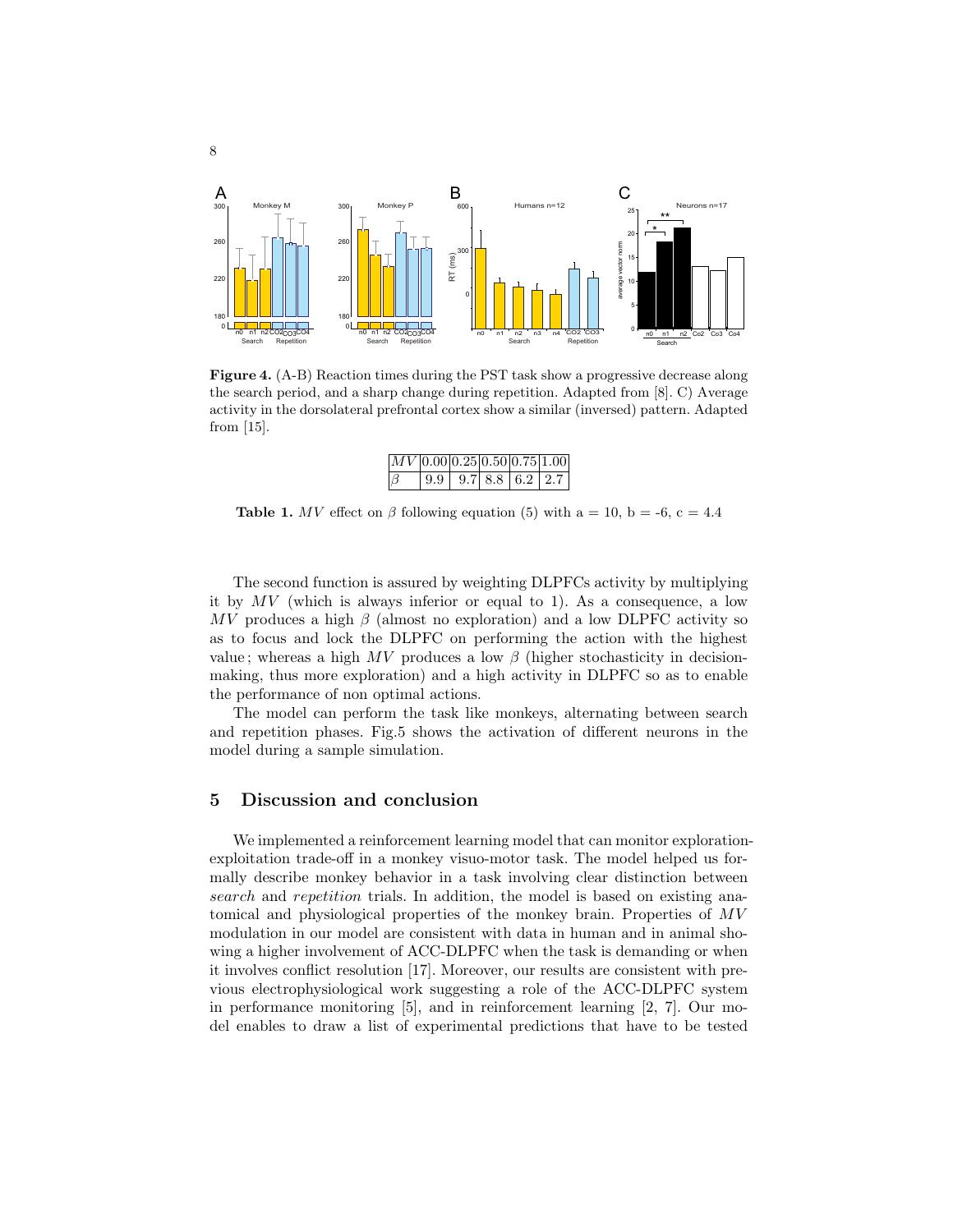**Figure 4.** (A-B) Reaction times during the PST task show a progressive decrease along the search period, and a sharp change during repetition. Adapted from [8]. C) Average activity in the dorsolateral prefrontal cortex show a similar (inversed) pattern. Adapted from [15].

| $MV$ | 0.00 | 0.25 | 0.50 | 0.75 | 1.00 |
|---|---|---|---|---|---|
| $\beta$ | 9.9 | 9.7 | 8.8 | 6.2 | 2.7 |

**Table 1.** $MV$ effect on $\beta$ following equation (5) with a = 10, b = -6, c = 4.4

The second function is assured by weighting DLPFCs activity by multiplying it by $MV$ (which is always inferior or equal to 1). As a consequence, a low $MV$ produces a high $\beta$ (almost no exploration) and a low DLPFC activity so as to focus and lock the DLPFC on performing the action with the highest value; whereas a high $MV$ produces a low $\beta$ (higher stochasticity in decision-making, thus more exploration) and a high activity in DLPFC so as to enable the performance of non optimal actions.

The model can perform the task like monkeys, alternating between search and repetition phases. Fig.5 shows the activation of different neurons in the model during a sample simulation.

## 5 Discussion and conclusion

We implemented a reinforcement learning model that can monitor exploration-exploitation trade-off in a monkey visuo-motor task. The model helped us formally describe monkey behavior in a task involving clear distinction between *search* and *repetition* trials. In addition, the model is based on existing anatomical and physiological properties of the monkey brain. Properties of $MV$ modulation in our model are consistent with data in human and in animal showing a higher involvement of ACC-DLPFC when the task is demanding or when it involves conflict resolution [17]. Moreover, our results are consistent with previous electrophysiological work suggesting a role of the ACC-DLPFC system in performance monitoring [5], and in reinforcement learning [2, 7]. Our model enables to draw a list of experimental predictions that have to be tested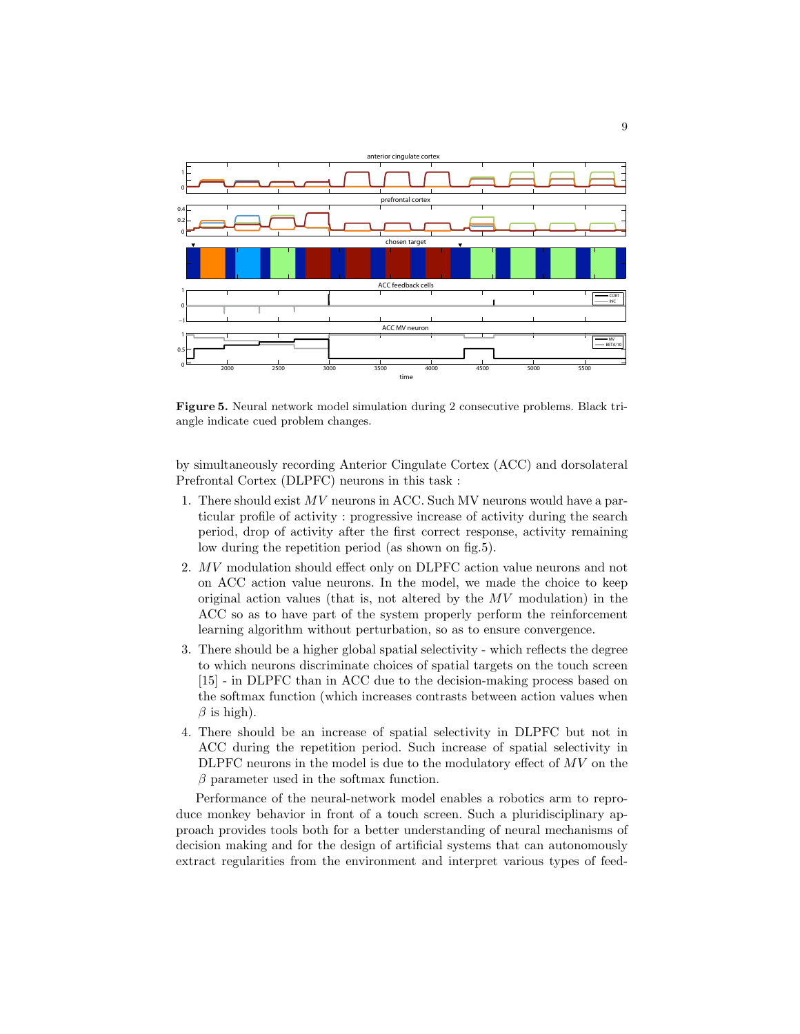**Figure 5.** Neural network model simulation during 2 consecutive problems. Black triangle indicate cued problem changes.

by simultaneously recording Anterior Cingulate Cortex (ACC) and dorsolateral Prefrontal Cortex (DLPFC) neurons in this task :

1. There should exist $MV$ neurons in ACC. Such MV neurons would have a particular profile of activity : progressive increase of activity during the search period, drop of activity after the first correct response, activity remaining low during the repetition period (as shown on fig.5).
2. $MV$ modulation should effect only on DLPFC action value neurons and not on ACC action value neurons. In the model, we made the choice to keep original action values (that is, not altered by the $MV$ modulation) in the ACC so as to have part of the system properly perform the reinforcement learning algorithm without perturbation, so as to ensure convergence.
3. There should be a higher global spatial selectivity - which reflects the degree to which neurons discriminate choices of spatial targets on the touch screen [15] - in DLPFC than in ACC due to the decision-making process based on the softmax function (which increases contrasts between action values when $\beta$ is high).
4. There should be an increase of spatial selectivity in DLPFC but not in ACC during the repetition period. Such increase of spatial selectivity in DLPFC neurons in the model is due to the modulatory effect of $MV$ on the $\beta$ parameter used in the softmax function.

Performance of the neural-network model enables a robotics arm to reproduce monkey behavior in front of a touch screen. Such a pluridisciplinary approach provides tools both for a better understanding of neural mechanisms of decision making and for the design of artificial systems that can autonomously extract regularities from the environment and interpret various types of feed-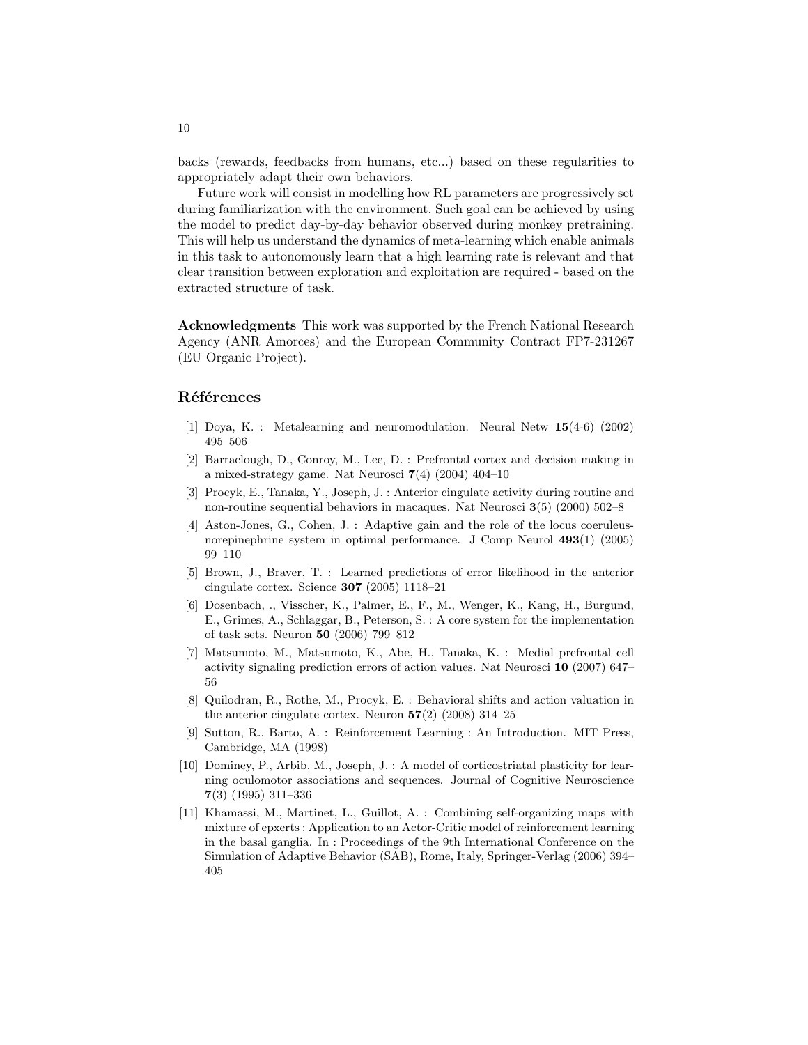backs (rewards, feedbacks from humans, etc...) based on these regularities to appropriately adapt their own behaviors.

Future work will consist in modelling how RL parameters are progressively set during familiarization with the environment. Such goal can be achieved by using the model to predict day-by-day behavior observed during monkey pretraining. This will help us understand the dynamics of meta-learning which enable animals in this task to autonomously learn that a high learning rate is relevant and that clear transition between exploration and exploitation are required - based on the extracted structure of task.

**Acknowledgments** This work was supported by the French National Research Agency (ANR Amorces) and the European Community Contract FP7-231267 (EU Organic Project).

## Références

[1] Doya, K. : Metalearning and neuromodulation. Neural Netw **15**(4-6) (2002) 495–506

[2] Barraclough, D., Conroy, M., Lee, D. : Prefrontal cortex and decision making in a mixed-strategy game. Nat Neurosci **7**(4) (2004) 404–10

[3] Procyk, E., Tanaka, Y., Joseph, J. : Anterior cingulate activity during routine and non-routine sequential behaviors in macaques. Nat Neurosci **3**(5) (2000) 502–8

[4] Aston-Jones, G., Cohen, J. : Adaptive gain and the role of the locus coeruleus-norepinephrine system in optimal performance. J Comp Neurol **493**(1) (2005) 99–110

[5] Brown, J., Braver, T. : Learned predictions of error likelihood in the anterior cingulate cortex. Science **307** (2005) 1118–21

[6] Dosenbach, ., Visscher, K., Palmer, E., F., M., Wenger, K., Kang, H., Burgund, E., Grimes, A., Schlaggar, B., Peterson, S. : A core system for the implementation of task sets. Neuron **50** (2006) 799–812

[7] Matsumoto, M., Matsumoto, K., Abe, H., Tanaka, K. : Medial prefrontal cell activity signaling prediction errors of action values. Nat Neurosci **10** (2007) 647–56

[8] Quilodran, R., Rothe, M., Procyk, E. : Behavioral shifts and action valuation in the anterior cingulate cortex. Neuron **57**(2) (2008) 314–25

[9] Sutton, R., Barto, A. : Reinforcement Learning : An Introduction. MIT Press, Cambridge, MA (1998)

[10] Dominey, P., Arbib, M., Joseph, J. : A model of corticostriatal plasticity for learning oculomotor associations and sequences. Journal of Cognitive Neuroscience **7**(3) (1995) 311–336

[11] Khamassi, M., Martinet, L., Guillot, A. : Combining self-organizing maps with mixture of epxerts : Application to an Actor-Critic model of reinforcement learning in the basal ganglia. In : Proceedings of the 9th International Conference on the Simulation of Adaptive Behavior (SAB), Rome, Italy, Springer-Verlag (2006) 394–405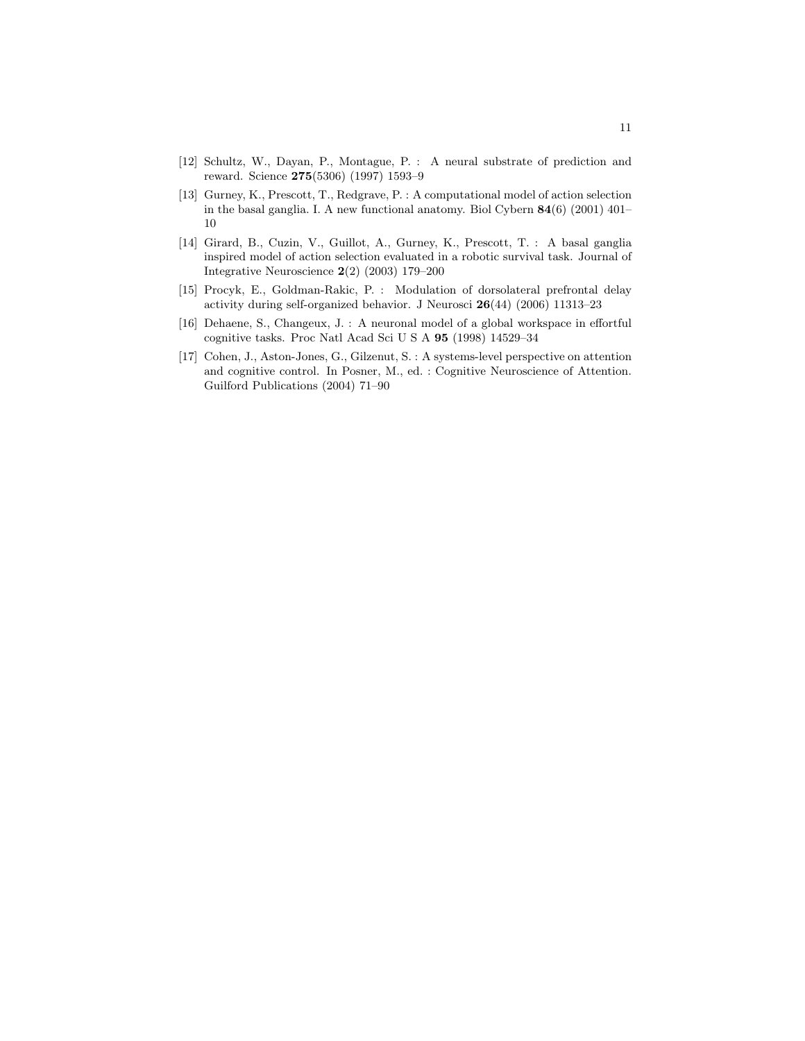[12] Schultz, W., Dayan, P., Montague, P. : A neural substrate of prediction and reward. Science **275**(5306) (1997) 1593–9

[13] Gurney, K., Prescott, T., Redgrave, P. : A computational model of action selection in the basal ganglia. I. A new functional anatomy. Biol Cybern **84**(6) (2001) 401–10

[14] Girard, B., Cuzin, V., Guillot, A., Gurney, K., Prescott, T. : A basal ganglia inspired model of action selection evaluated in a robotic survival task. Journal of Integrative Neuroscience **2**(2) (2003) 179–200

[15] Procyk, E., Goldman-Rakic, P. : Modulation of dorsolateral prefrontal delay activity during self-organized behavior. J Neurosci **26**(44) (2006) 11313–23

[16] Dehaene, S., Changeux, J. : A neuronal model of a global workspace in effortful cognitive tasks. Proc Natl Acad Sci U S A **95** (1998) 14529–34

[17] Cohen, J., Aston-Jones, G., Gilzenut, S. : A systems-level perspective on attention and cognitive control. In Posner, M., ed. : Cognitive Neuroscience of Attention. Guilford Publications (2004) 71–90